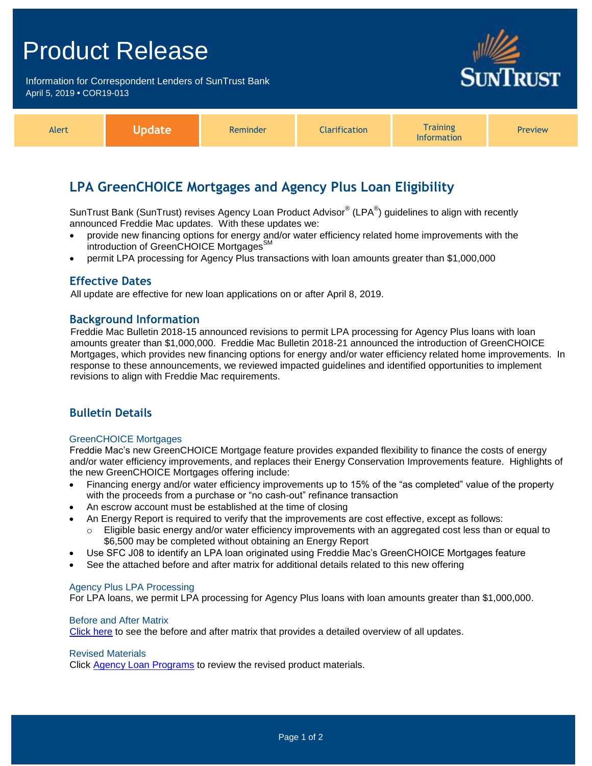# Product Release

Information for Correspondent Lenders of SunTrust Bank
April 5, 2019 • COR19-013

| Alert | **Update** | Reminder | Clarification | Training Information | Preview |
|---|---|---|---|---|---|

## LPA GreenCHOICE Mortgages and Agency Plus Loan Eligibility

SunTrust Bank (SunTrust) revises Agency Loan Product Advisor® (LPA®) guidelines to align with recently announced Freddie Mac updates. With these updates we:

- provide new financing options for energy and/or water efficiency related home improvements with the introduction of GreenCHOICE Mortgages℠
- permit LPA processing for Agency Plus transactions with loan amounts greater than $1,000,000

### Effective Dates

All update are effective for new loan applications on or after April 8, 2019.

### Background Information

Freddie Mac Bulletin 2018-15 announced revisions to permit LPA processing for Agency Plus loans with loan amounts greater than $1,000,000. Freddie Mac Bulletin 2018-21 announced the introduction of GreenCHOICE Mortgages, which provides new financing options for energy and/or water efficiency related home improvements. In response to these announcements, we reviewed impacted guidelines and identified opportunities to implement revisions to align with Freddie Mac requirements.

### Bulletin Details

#### GreenCHOICE Mortgages

Freddie Mac's new GreenCHOICE Mortgage feature provides expanded flexibility to finance the costs of energy and/or water efficiency improvements, and replaces their Energy Conservation Improvements feature. Highlights of the new GreenCHOICE Mortgages offering include:

- Financing energy and/or water efficiency improvements up to 15% of the "as completed" value of the property with the proceeds from a purchase or "no cash-out" refinance transaction
- An escrow account must be established at the time of closing
- An Energy Report is required to verify that the improvements are cost effective, except as follows:
  - Eligible basic energy and/or water efficiency improvements with an aggregated cost less than or equal to $6,500 may be completed without obtaining an Energy Report
- Use SFC J08 to identify an LPA loan originated using Freddie Mac's GreenCHOICE Mortgages feature
- See the attached before and after matrix for additional details related to this new offering

#### Agency Plus LPA Processing

For LPA loans, we permit LPA processing for Agency Plus loans with loan amounts greater than $1,000,000.

#### Before and After Matrix

Click here to see the before and after matrix that provides a detailed overview of all updates.

#### Revised Materials

Click Agency Loan Programs to review the revised product materials.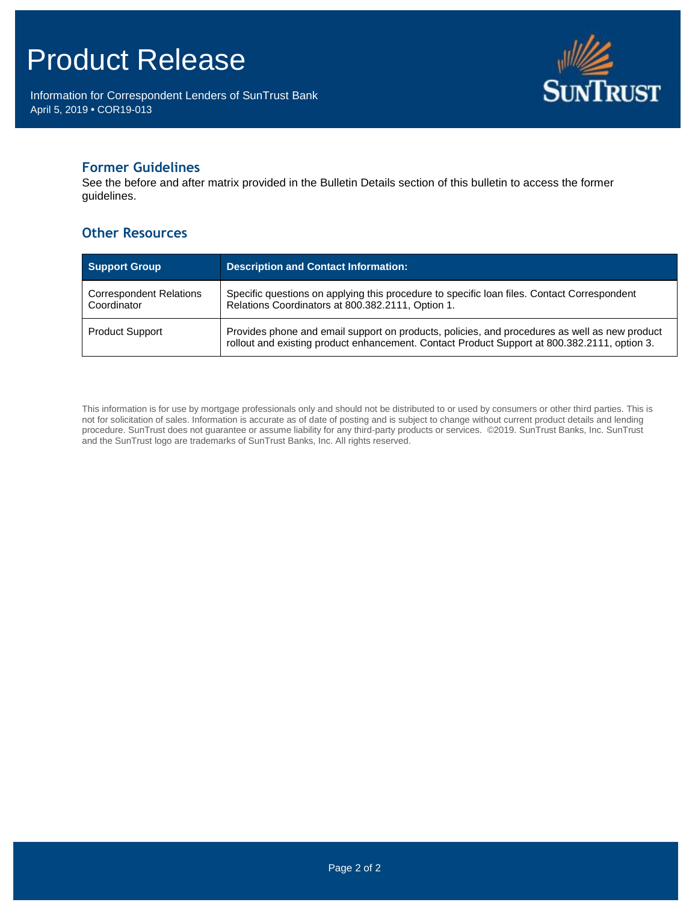## Former Guidelines

See the before and after matrix provided in the Bulletin Details section of this bulletin to access the former guidelines.

## Other Resources

| Support Group | Description and Contact Information: |
|---|---|
| Correspondent Relations Coordinator | Specific questions on applying this procedure to specific loan files. Contact Correspondent Relations Coordinators at 800.382.2111, Option 1. |
| Product Support | Provides phone and email support on products, policies, and procedures as well as new product rollout and existing product enhancement. Contact Product Support at 800.382.2111, option 3. |

This information is for use by mortgage professionals only and should not be distributed to or used by consumers or other third parties. This is not for solicitation of sales. Information is accurate as of date of posting and is subject to change without current product details and lending procedure. SunTrust does not guarantee or assume liability for any third-party products or services. ©2019. SunTrust Banks, Inc. SunTrust and the SunTrust logo are trademarks of SunTrust Banks, Inc. All rights reserved.